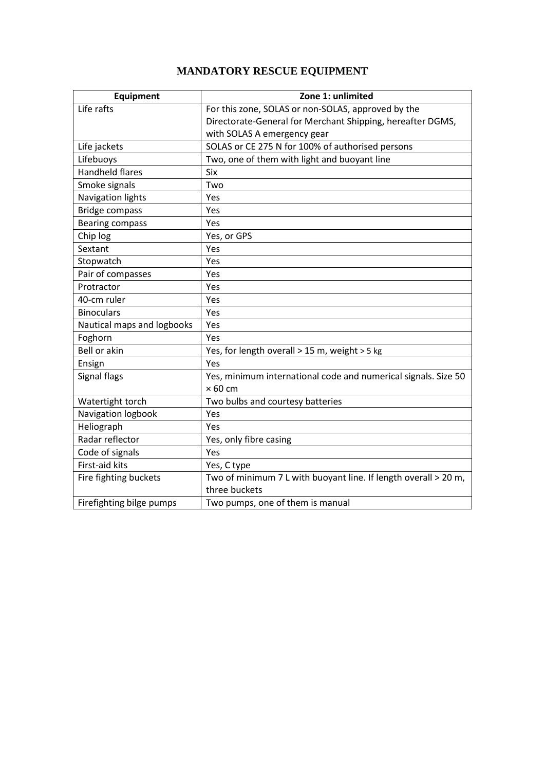# MANDATORY RESCUE EQUIPMENT

| Equipment | Zone 1: unlimited |
|---|---|
| Life rafts | For this zone, SOLAS or non-SOLAS, approved by the Directorate-General for Merchant Shipping, hereafter DGMS, with SOLAS A emergency gear |
| Life jackets | SOLAS or CE 275 N for 100% of authorised persons |
| Lifebuoys | Two, one of them with light and buoyant line |
| Handheld flares | Six |
| Smoke signals | Two |
| Navigation lights | Yes |
| Bridge compass | Yes |
| Bearing compass | Yes |
| Chip log | Yes, or GPS |
| Sextant | Yes |
| Stopwatch | Yes |
| Pair of compasses | Yes |
| Protractor | Yes |
| 40-cm ruler | Yes |
| Binoculars | Yes |
| Nautical maps and logbooks | Yes |
| Foghorn | Yes |
| Bell or akin | Yes, for length overall > 15 m, weight > 5 kg |
| Ensign | Yes |
| Signal flags | Yes, minimum international code and numerical signals. Size 50 × 60 cm |
| Watertight torch | Two bulbs and courtesy batteries |
| Navigation logbook | Yes |
| Heliograph | Yes |
| Radar reflector | Yes, only fibre casing |
| Code of signals | Yes |
| First-aid kits | Yes, C type |
| Fire fighting buckets | Two of minimum 7 L with buoyant line. If length overall > 20 m, three buckets |
| Firefighting bilge pumps | Two pumps, one of them is manual |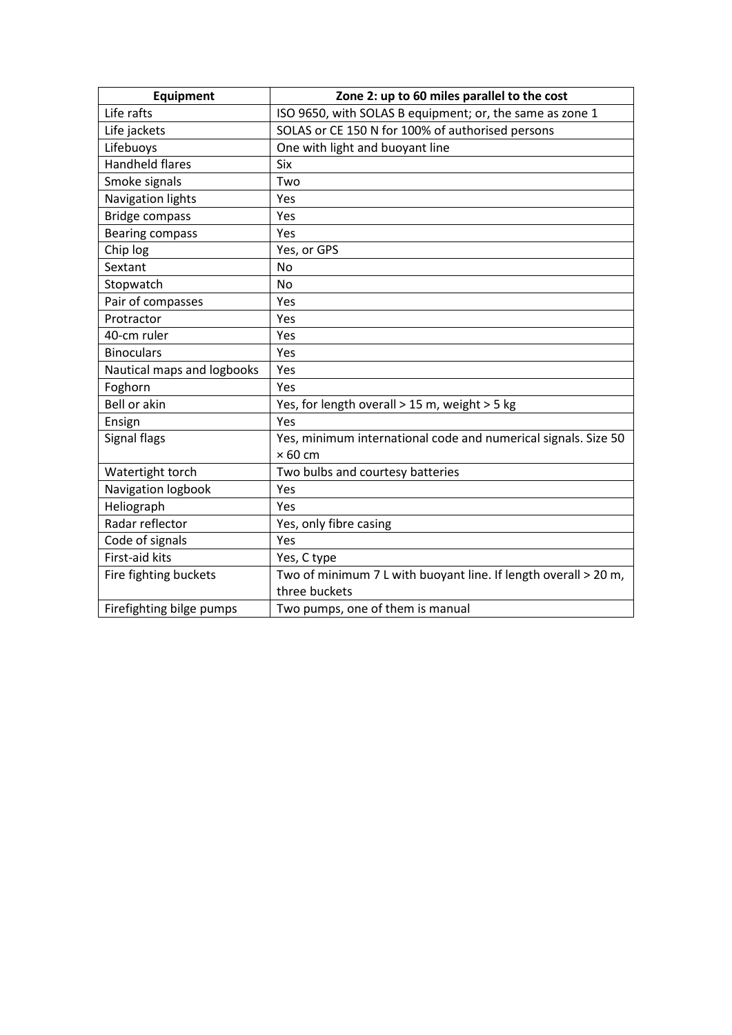| Equipment | Zone 2: up to 60 miles parallel to the cost |
|---|---|
| Life rafts | ISO 9650, with SOLAS B equipment; or, the same as zone 1 |
| Life jackets | SOLAS or CE 150 N for 100% of authorised persons |
| Lifebuoys | One with light and buoyant line |
| Handheld flares | Six |
| Smoke signals | Two |
| Navigation lights | Yes |
| Bridge compass | Yes |
| Bearing compass | Yes |
| Chip log | Yes, or GPS |
| Sextant | No |
| Stopwatch | No |
| Pair of compasses | Yes |
| Protractor | Yes |
| 40-cm ruler | Yes |
| Binoculars | Yes |
| Nautical maps and logbooks | Yes |
| Foghorn | Yes |
| Bell or akin | Yes, for length overall > 15 m, weight > 5 kg |
| Ensign | Yes |
| Signal flags | Yes, minimum international code and numerical signals. Size 50 × 60 cm |
| Watertight torch | Two bulbs and courtesy batteries |
| Navigation logbook | Yes |
| Heliograph | Yes |
| Radar reflector | Yes, only fibre casing |
| Code of signals | Yes |
| First-aid kits | Yes, C type |
| Fire fighting buckets | Two of minimum 7 L with buoyant line. If length overall > 20 m, three buckets |
| Firefighting bilge pumps | Two pumps, one of them is manual |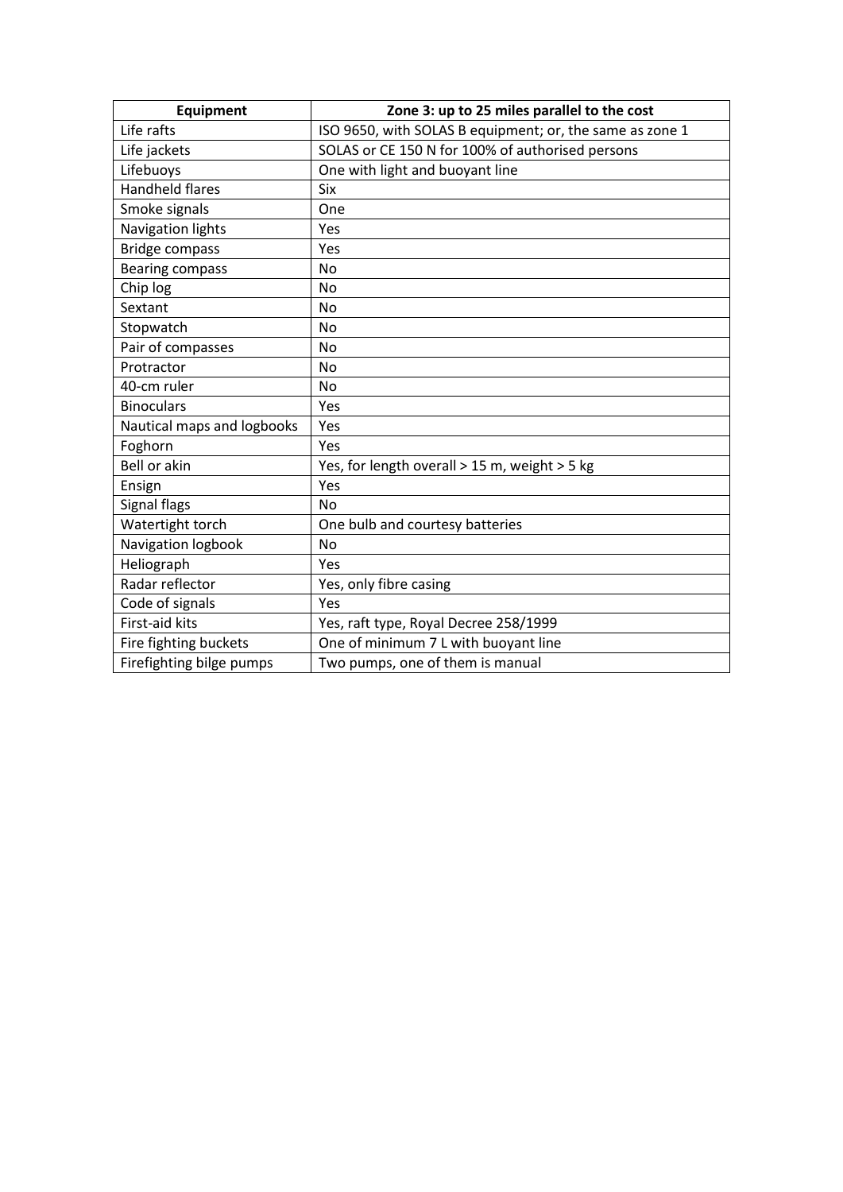| Equipment | Zone 3: up to 25 miles parallel to the cost |
|---|---|
| Life rafts | ISO 9650, with SOLAS B equipment; or, the same as zone 1 |
| Life jackets | SOLAS or CE 150 N for 100% of authorised persons |
| Lifebuoys | One with light and buoyant line |
| Handheld flares | Six |
| Smoke signals | One |
| Navigation lights | Yes |
| Bridge compass | Yes |
| Bearing compass | No |
| Chip log | No |
| Sextant | No |
| Stopwatch | No |
| Pair of compasses | No |
| Protractor | No |
| 40-cm ruler | No |
| Binoculars | Yes |
| Nautical maps and logbooks | Yes |
| Foghorn | Yes |
| Bell or akin | Yes, for length overall > 15 m, weight > 5 kg |
| Ensign | Yes |
| Signal flags | No |
| Watertight torch | One bulb and courtesy batteries |
| Navigation logbook | No |
| Heliograph | Yes |
| Radar reflector | Yes, only fibre casing |
| Code of signals | Yes |
| First-aid kits | Yes, raft type, Royal Decree 258/1999 |
| Fire fighting buckets | One of minimum 7 L with buoyant line |
| Firefighting bilge pumps | Two pumps, one of them is manual |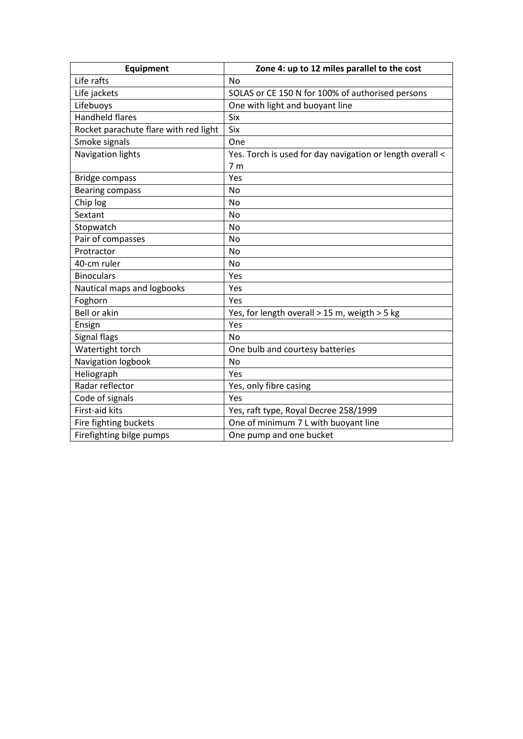| Equipment | Zone 4: up to 12 miles parallel to the cost |
|---|---|
| Life rafts | No |
| Life jackets | SOLAS or CE 150 N for 100% of authorised persons |
| Lifebuoys | One with light and buoyant line |
| Handheld flares | Six |
| Rocket parachute flare with red light | Six |
| Smoke signals | One |
| Navigation lights | Yes. Torch is used for day navigation or length overall < 7 m |
| Bridge compass | Yes |
| Bearing compass | No |
| Chip log | No |
| Sextant | No |
| Stopwatch | No |
| Pair of compasses | No |
| Protractor | No |
| 40-cm ruler | No |
| Binoculars | Yes |
| Nautical maps and logbooks | Yes |
| Foghorn | Yes |
| Bell or akin | Yes, for length overall > 15 m, weigth > 5 kg |
| Ensign | Yes |
| Signal flags | No |
| Watertight torch | One bulb and courtesy batteries |
| Navigation logbook | No |
| Heliograph | Yes |
| Radar reflector | Yes, only fibre casing |
| Code of signals | Yes |
| First-aid kits | Yes, raft type, Royal Decree 258/1999 |
| Fire fighting buckets | One of minimum 7 L with buoyant line |
| Firefighting bilge pumps | One pump and one bucket |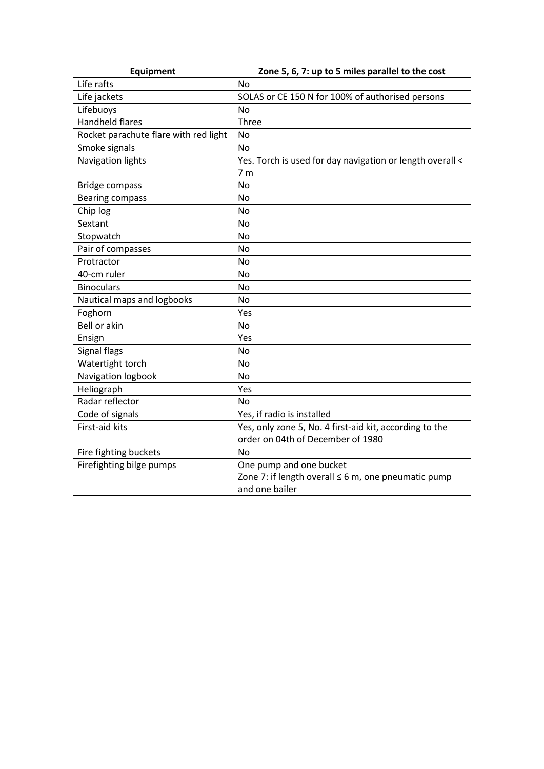| Equipment | Zone 5, 6, 7: up to 5 miles parallel to the cost |
|---|---|
| Life rafts | No |
| Life jackets | SOLAS or CE 150 N for 100% of authorised persons |
| Lifebuoys | No |
| Handheld flares | Three |
| Rocket parachute flare with red light | No |
| Smoke signals | No |
| Navigation lights | Yes. Torch is used for day navigation or length overall < 7 m |
| Bridge compass | No |
| Bearing compass | No |
| Chip log | No |
| Sextant | No |
| Stopwatch | No |
| Pair of compasses | No |
| Protractor | No |
| 40-cm ruler | No |
| Binoculars | No |
| Nautical maps and logbooks | No |
| Foghorn | Yes |
| Bell or akin | No |
| Ensign | Yes |
| Signal flags | No |
| Watertight torch | No |
| Navigation logbook | No |
| Heliograph | Yes |
| Radar reflector | No |
| Code of signals | Yes, if radio is installed |
| First-aid kits | Yes, only zone 5, No. 4 first-aid kit, according to the order on 04th of December of 1980 |
| Fire fighting buckets | No |
| Firefighting bilge pumps | One pump and one bucket<br>Zone 7: if length overall ≤ 6 m, one pneumatic pump and one bailer |